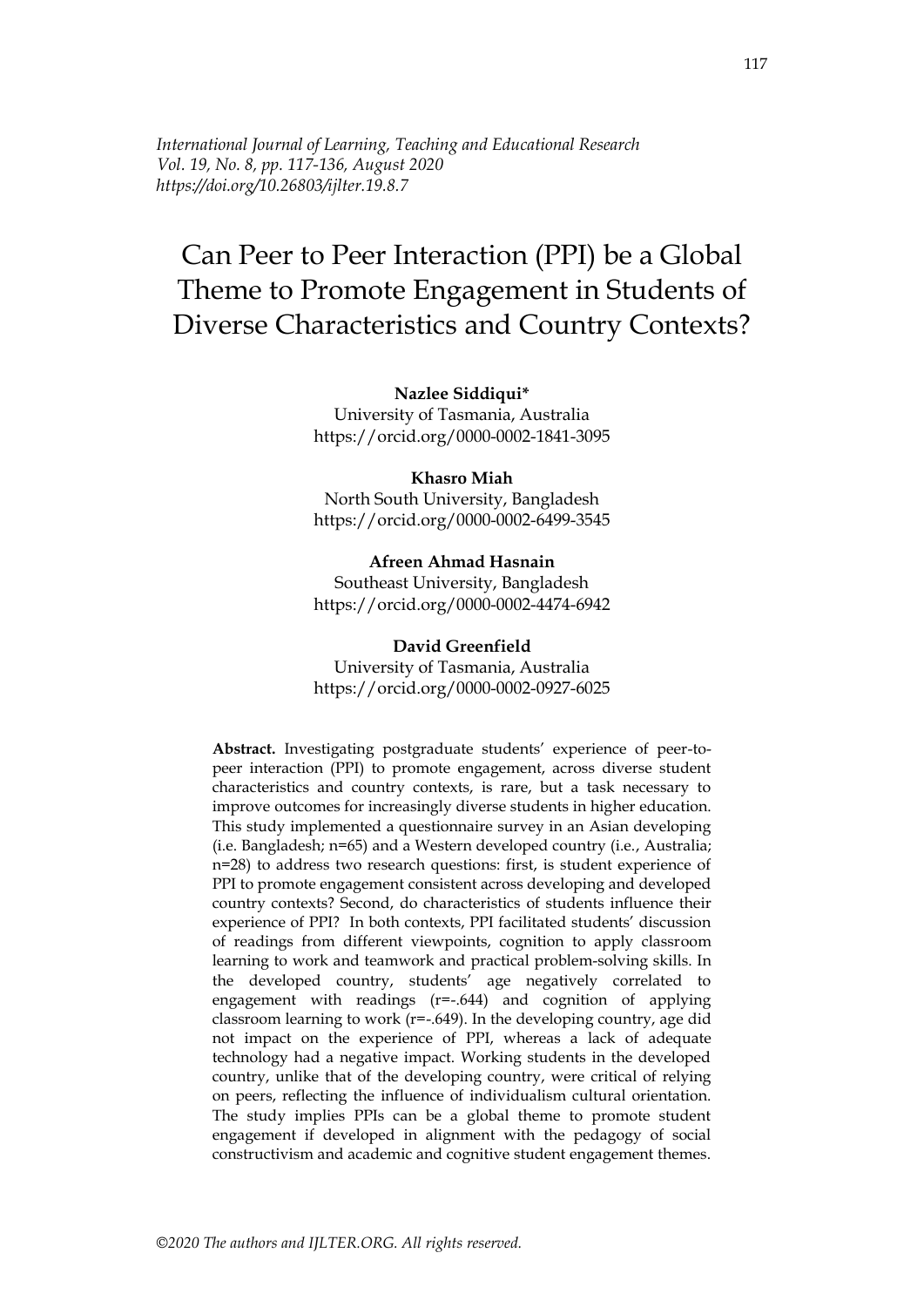*International Journal of Learning, Teaching and Educational Research*
*Vol. 19, No. 8, pp. 117-136, August 2020*
*https://doi.org/10.26803/ijlter.19.8.7*

# Can Peer to Peer Interaction (PPI) be a Global Theme to Promote Engagement in Students of Diverse Characteristics and Country Contexts?

**Nazlee Siddiqui***
University of Tasmania, Australia
https://orcid.org/0000-0002-1841-3095

**Khasro Miah**
North South University, Bangladesh
https://orcid.org/0000-0002-6499-3545

**Afreen Ahmad Hasnain**
Southeast University, Bangladesh
https://orcid.org/0000-0002-4474-6942

**David Greenfield**
University of Tasmania, Australia
https://orcid.org/0000-0002-0927-6025

**Abstract.** Investigating postgraduate students' experience of peer-to-peer interaction (PPI) to promote engagement, across diverse student characteristics and country contexts, is rare, but a task necessary to improve outcomes for increasingly diverse students in higher education. This study implemented a questionnaire survey in an Asian developing (i.e. Bangladesh; n=65) and a Western developed country (i.e., Australia; n=28) to address two research questions: first, is student experience of PPI to promote engagement consistent across developing and developed country contexts? Second, do characteristics of students influence their experience of PPI? In both contexts, PPI facilitated students' discussion of readings from different viewpoints, cognition to apply classroom learning to work and teamwork and practical problem-solving skills. In the developed country, students' age negatively correlated to engagement with readings (r=-.644) and cognition of applying classroom learning to work (r=-.649). In the developing country, age did not impact on the experience of PPI, whereas a lack of adequate technology had a negative impact. Working students in the developed country, unlike that of the developing country, were critical of relying on peers, reflecting the influence of individualism cultural orientation. The study implies PPIs can be a global theme to promote student engagement if developed in alignment with the pedagogy of social constructivism and academic and cognitive student engagement themes.

*©2020 The authors and IJLTER.ORG. All rights reserved.*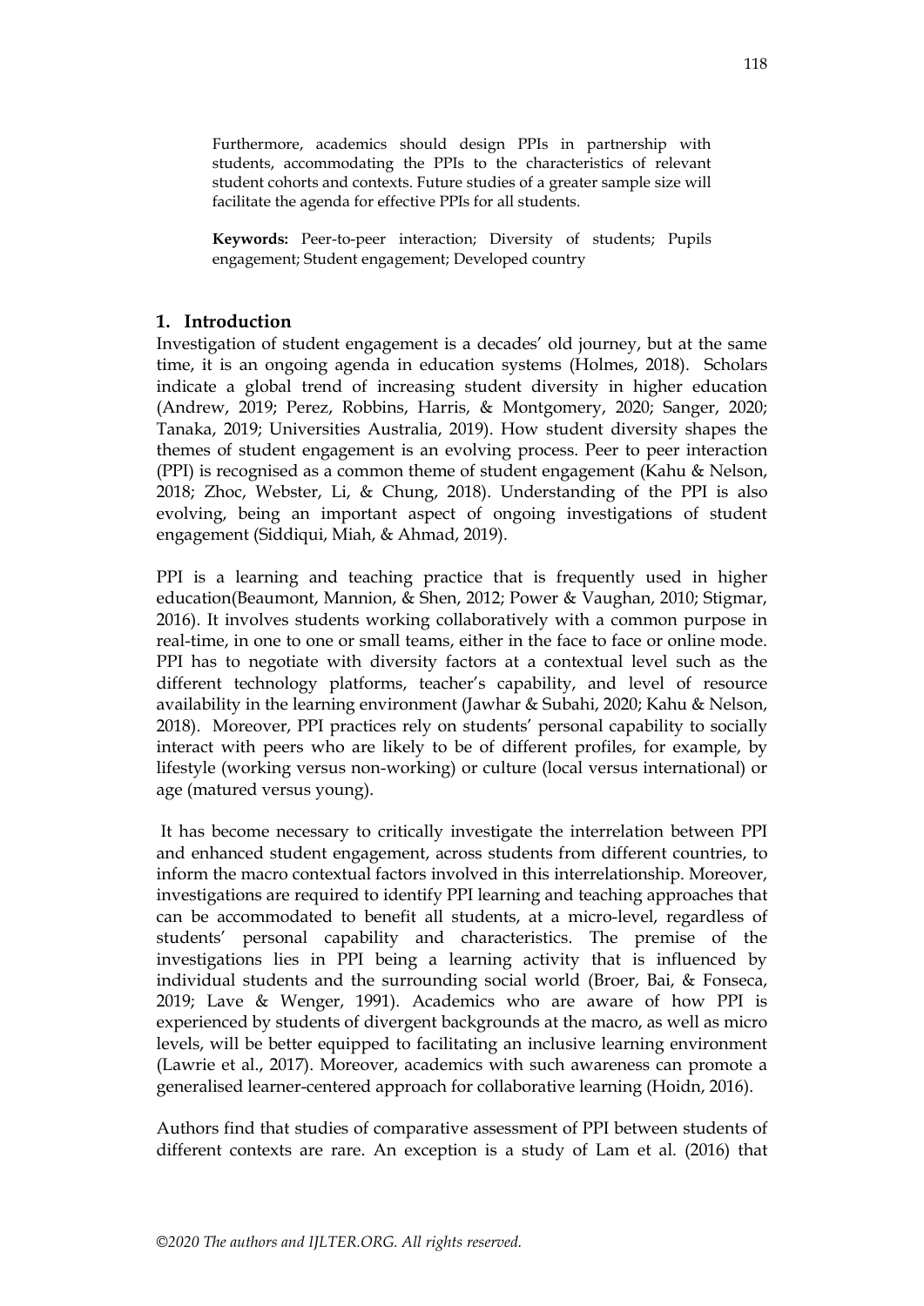Furthermore, academics should design PPIs in partnership with students, accommodating the PPIs to the characteristics of relevant student cohorts and contexts. Future studies of a greater sample size will facilitate the agenda for effective PPIs for all students.

**Keywords:** Peer-to-peer interaction; Diversity of students; Pupils engagement; Student engagement; Developed country

## 1. Introduction

Investigation of student engagement is a decades' old journey, but at the same time, it is an ongoing agenda in education systems (Holmes, 2018). Scholars indicate a global trend of increasing student diversity in higher education (Andrew, 2019; Perez, Robbins, Harris, & Montgomery, 2020; Sanger, 2020; Tanaka, 2019; Universities Australia, 2019). How student diversity shapes the themes of student engagement is an evolving process. Peer to peer interaction (PPI) is recognised as a common theme of student engagement (Kahu & Nelson, 2018; Zhoc, Webster, Li, & Chung, 2018). Understanding of the PPI is also evolving, being an important aspect of ongoing investigations of student engagement (Siddiqui, Miah, & Ahmad, 2019).

PPI is a learning and teaching practice that is frequently used in higher education(Beaumont, Mannion, & Shen, 2012; Power & Vaughan, 2010; Stigmar, 2016). It involves students working collaboratively with a common purpose in real-time, in one to one or small teams, either in the face to face or online mode. PPI has to negotiate with diversity factors at a contextual level such as the different technology platforms, teacher's capability, and level of resource availability in the learning environment (Jawhar & Subahi, 2020; Kahu & Nelson, 2018). Moreover, PPI practices rely on students' personal capability to socially interact with peers who are likely to be of different profiles, for example, by lifestyle (working versus non-working) or culture (local versus international) or age (matured versus young).

It has become necessary to critically investigate the interrelation between PPI and enhanced student engagement, across students from different countries, to inform the macro contextual factors involved in this interrelationship. Moreover, investigations are required to identify PPI learning and teaching approaches that can be accommodated to benefit all students, at a micro-level, regardless of students' personal capability and characteristics. The premise of the investigations lies in PPI being a learning activity that is influenced by individual students and the surrounding social world (Broer, Bai, & Fonseca, 2019; Lave & Wenger, 1991). Academics who are aware of how PPI is experienced by students of divergent backgrounds at the macro, as well as micro levels, will be better equipped to facilitating an inclusive learning environment (Lawrie et al., 2017). Moreover, academics with such awareness can promote a generalised learner-centered approach for collaborative learning (Hoidn, 2016).

Authors find that studies of comparative assessment of PPI between students of different contexts are rare. An exception is a study of Lam et al. (2016) that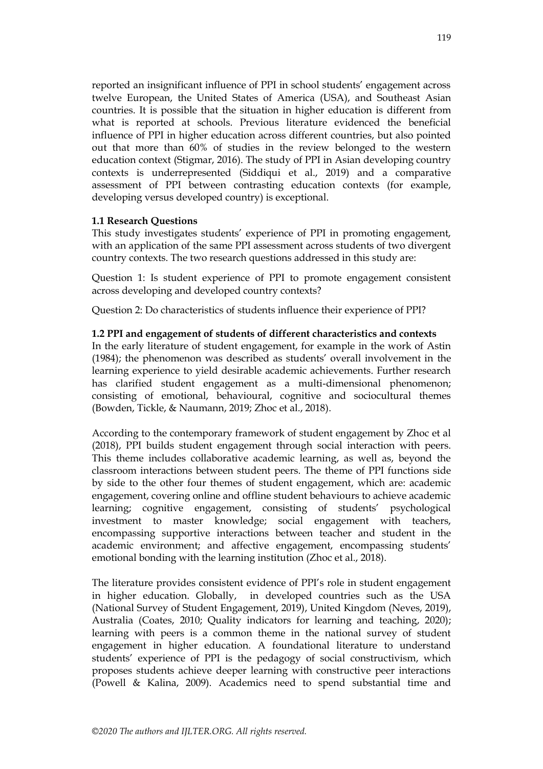reported an insignificant influence of PPI in school students' engagement across twelve European, the United States of America (USA), and Southeast Asian countries. It is possible that the situation in higher education is different from what is reported at schools. Previous literature evidenced the beneficial influence of PPI in higher education across different countries, but also pointed out that more than 60% of studies in the review belonged to the western education context (Stigmar, 2016). The study of PPI in Asian developing country contexts is underrepresented (Siddiqui et al., 2019) and a comparative assessment of PPI between contrasting education contexts (for example, developing versus developed country) is exceptional.

### 1.1 Research Questions

This study investigates students' experience of PPI in promoting engagement, with an application of the same PPI assessment across students of two divergent country contexts. The two research questions addressed in this study are:

Question 1: Is student experience of PPI to promote engagement consistent across developing and developed country contexts?

Question 2: Do characteristics of students influence their experience of PPI?

### 1.2 PPI and engagement of students of different characteristics and contexts

In the early literature of student engagement, for example in the work of Astin (1984); the phenomenon was described as students' overall involvement in the learning experience to yield desirable academic achievements. Further research has clarified student engagement as a multi-dimensional phenomenon; consisting of emotional, behavioural, cognitive and sociocultural themes (Bowden, Tickle, & Naumann, 2019; Zhoc et al., 2018).

According to the contemporary framework of student engagement by Zhoc et al (2018), PPI builds student engagement through social interaction with peers. This theme includes collaborative academic learning, as well as, beyond the classroom interactions between student peers. The theme of PPI functions side by side to the other four themes of student engagement, which are: academic engagement, covering online and offline student behaviours to achieve academic learning; cognitive engagement, consisting of students' psychological investment to master knowledge; social engagement with teachers, encompassing supportive interactions between teacher and student in the academic environment; and affective engagement, encompassing students' emotional bonding with the learning institution (Zhoc et al., 2018).

The literature provides consistent evidence of PPI's role in student engagement in higher education. Globally, in developed countries such as the USA (National Survey of Student Engagement, 2019), United Kingdom (Neves, 2019), Australia (Coates, 2010; Quality indicators for learning and teaching, 2020); learning with peers is a common theme in the national survey of student engagement in higher education. A foundational literature to understand students' experience of PPI is the pedagogy of social constructivism, which proposes students achieve deeper learning with constructive peer interactions (Powell & Kalina, 2009). Academics need to spend substantial time and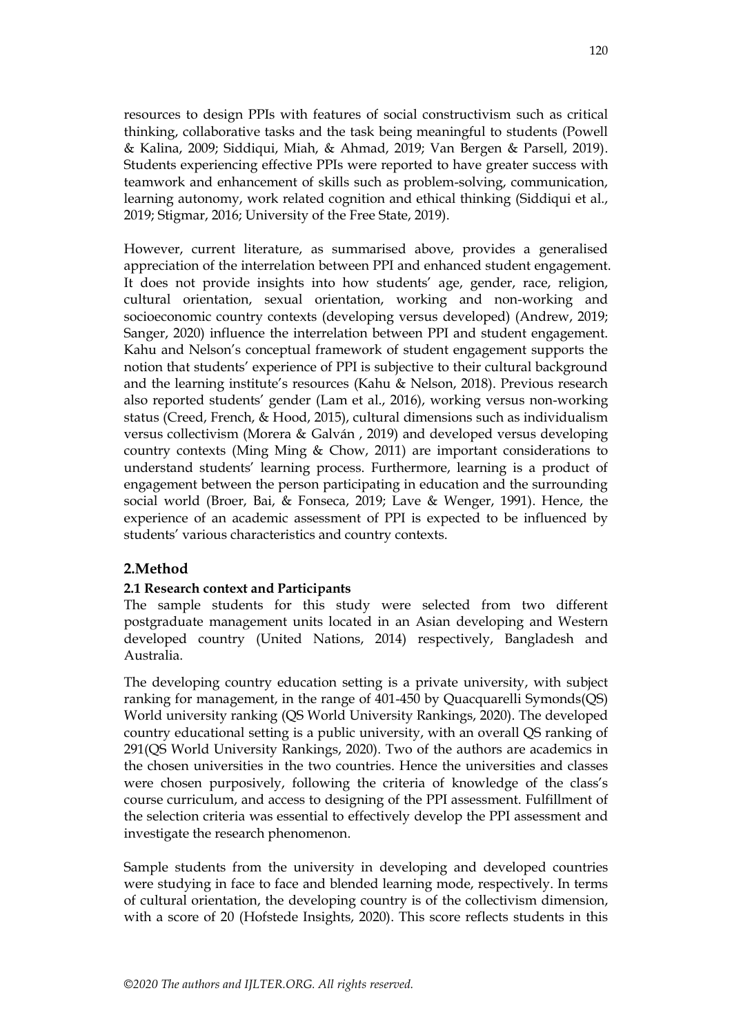resources to design PPIs with features of social constructivism such as critical thinking, collaborative tasks and the task being meaningful to students (Powell & Kalina, 2009; Siddiqui, Miah, & Ahmad, 2019; Van Bergen & Parsell, 2019). Students experiencing effective PPIs were reported to have greater success with teamwork and enhancement of skills such as problem-solving, communication, learning autonomy, work related cognition and ethical thinking (Siddiqui et al., 2019; Stigmar, 2016; University of the Free State, 2019).

However, current literature, as summarised above, provides a generalised appreciation of the interrelation between PPI and enhanced student engagement. It does not provide insights into how students' age, gender, race, religion, cultural orientation, sexual orientation, working and non-working and socioeconomic country contexts (developing versus developed) (Andrew, 2019; Sanger, 2020) influence the interrelation between PPI and student engagement. Kahu and Nelson's conceptual framework of student engagement supports the notion that students' experience of PPI is subjective to their cultural background and the learning institute's resources (Kahu & Nelson, 2018). Previous research also reported students' gender (Lam et al., 2016), working versus non-working status (Creed, French, & Hood, 2015), cultural dimensions such as individualism versus collectivism (Morera & Galván , 2019) and developed versus developing country contexts (Ming Ming & Chow, 2011) are important considerations to understand students' learning process. Furthermore, learning is a product of engagement between the person participating in education and the surrounding social world (Broer, Bai, & Fonseca, 2019; Lave & Wenger, 1991). Hence, the experience of an academic assessment of PPI is expected to be influenced by students' various characteristics and country contexts.

## 2.Method

### 2.1 Research context and Participants

The sample students for this study were selected from two different postgraduate management units located in an Asian developing and Western developed country (United Nations, 2014) respectively, Bangladesh and Australia.

The developing country education setting is a private university, with subject ranking for management, in the range of 401-450 by Quacquarelli Symonds(QS) World university ranking (QS World University Rankings, 2020). The developed country educational setting is a public university, with an overall QS ranking of 291(QS World University Rankings, 2020). Two of the authors are academics in the chosen universities in the two countries. Hence the universities and classes were chosen purposively, following the criteria of knowledge of the class's course curriculum, and access to designing of the PPI assessment. Fulfillment of the selection criteria was essential to effectively develop the PPI assessment and investigate the research phenomenon.

Sample students from the university in developing and developed countries were studying in face to face and blended learning mode, respectively. In terms of cultural orientation, the developing country is of the collectivism dimension, with a score of 20 (Hofstede Insights, 2020). This score reflects students in this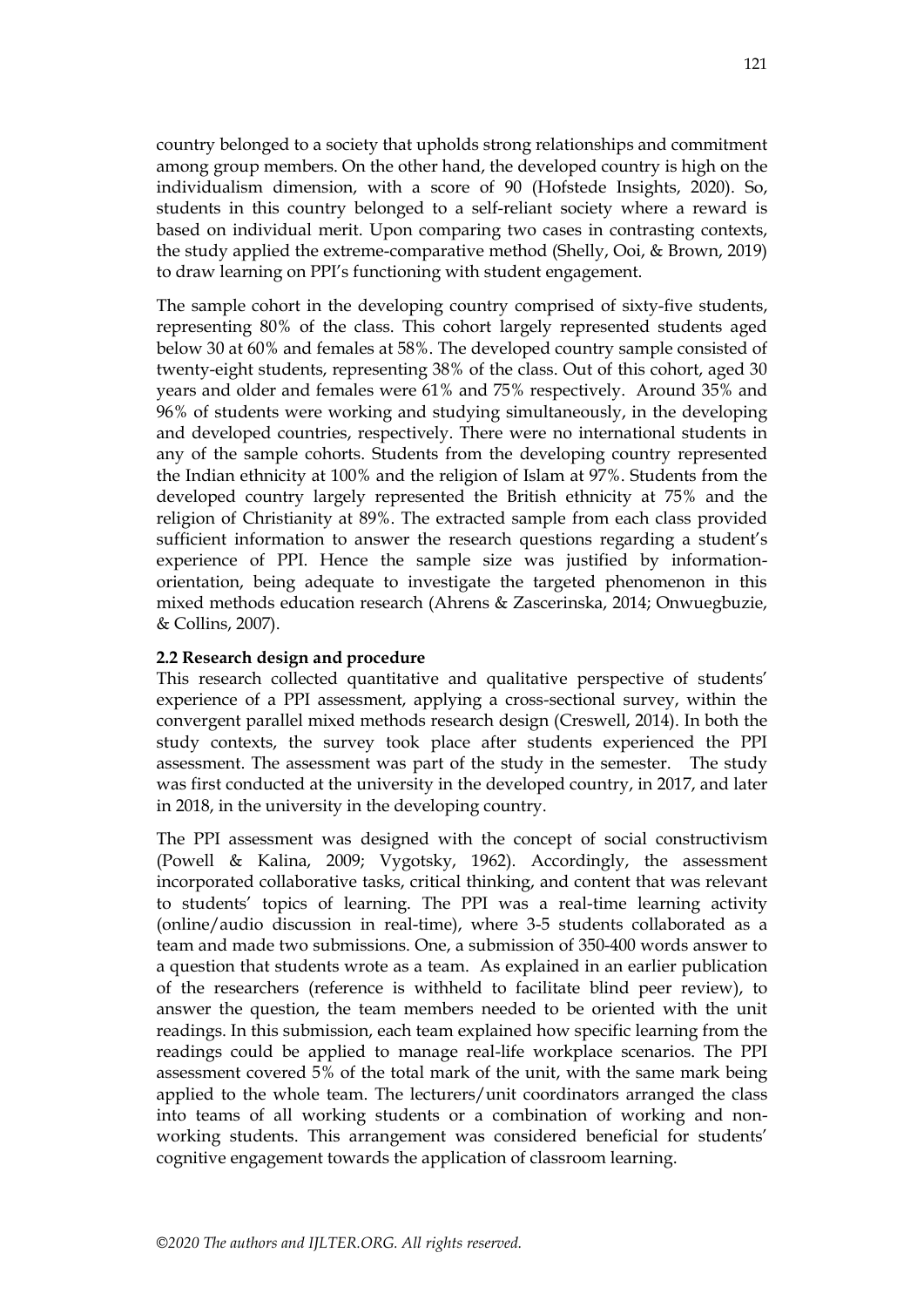country belonged to a society that upholds strong relationships and commitment among group members. On the other hand, the developed country is high on the individualism dimension, with a score of 90 (Hofstede Insights, 2020). So, students in this country belonged to a self-reliant society where a reward is based on individual merit. Upon comparing two cases in contrasting contexts, the study applied the extreme-comparative method (Shelly, Ooi, & Brown, 2019) to draw learning on PPI's functioning with student engagement.

The sample cohort in the developing country comprised of sixty-five students, representing 80% of the class. This cohort largely represented students aged below 30 at 60% and females at 58%. The developed country sample consisted of twenty-eight students, representing 38% of the class. Out of this cohort, aged 30 years and older and females were 61% and 75% respectively. Around 35% and 96% of students were working and studying simultaneously, in the developing and developed countries, respectively. There were no international students in any of the sample cohorts. Students from the developing country represented the Indian ethnicity at 100% and the religion of Islam at 97%. Students from the developed country largely represented the British ethnicity at 75% and the religion of Christianity at 89%. The extracted sample from each class provided sufficient information to answer the research questions regarding a student's experience of PPI. Hence the sample size was justified by information-orientation, being adequate to investigate the targeted phenomenon in this mixed methods education research (Ahrens & Zascerinska, 2014; Onwuegbuzie, & Collins, 2007).

### 2.2 Research design and procedure

This research collected quantitative and qualitative perspective of students' experience of a PPI assessment, applying a cross-sectional survey, within the convergent parallel mixed methods research design (Creswell, 2014). In both the study contexts, the survey took place after students experienced the PPI assessment. The assessment was part of the study in the semester. The study was first conducted at the university in the developed country, in 2017, and later in 2018, in the university in the developing country.

The PPI assessment was designed with the concept of social constructivism (Powell & Kalina, 2009; Vygotsky, 1962). Accordingly, the assessment incorporated collaborative tasks, critical thinking, and content that was relevant to students' topics of learning. The PPI was a real-time learning activity (online/audio discussion in real-time), where 3-5 students collaborated as a team and made two submissions. One, a submission of 350-400 words answer to a question that students wrote as a team. As explained in an earlier publication of the researchers (reference is withheld to facilitate blind peer review), to answer the question, the team members needed to be oriented with the unit readings. In this submission, each team explained how specific learning from the readings could be applied to manage real-life workplace scenarios. The PPI assessment covered 5% of the total mark of the unit, with the same mark being applied to the whole team. The lecturers/unit coordinators arranged the class into teams of all working students or a combination of working and non-working students. This arrangement was considered beneficial for students' cognitive engagement towards the application of classroom learning.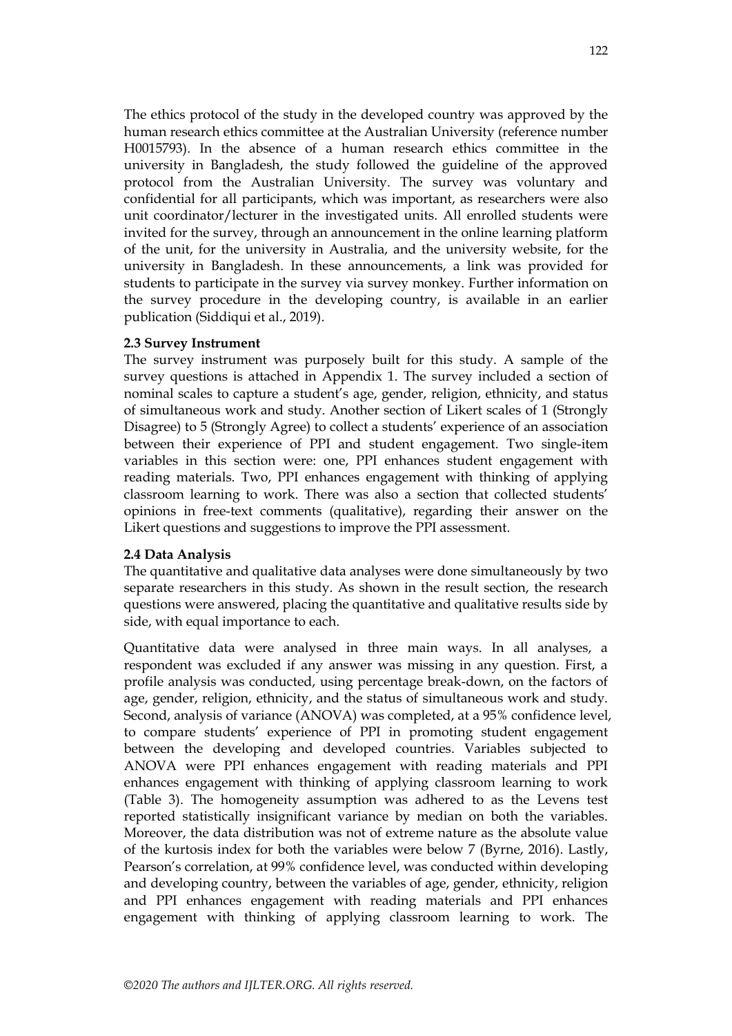The ethics protocol of the study in the developed country was approved by the human research ethics committee at the Australian University (reference number H0015793). In the absence of a human research ethics committee in the university in Bangladesh, the study followed the guideline of the approved protocol from the Australian University. The survey was voluntary and confidential for all participants, which was important, as researchers were also unit coordinator/lecturer in the investigated units. All enrolled students were invited for the survey, through an announcement in the online learning platform of the unit, for the university in Australia, and the university website, for the university in Bangladesh. In these announcements, a link was provided for students to participate in the survey via survey monkey. Further information on the survey procedure in the developing country, is available in an earlier publication (Siddiqui et al., 2019).

### 2.3 Survey Instrument

The survey instrument was purposely built for this study. A sample of the survey questions is attached in Appendix 1. The survey included a section of nominal scales to capture a student's age, gender, religion, ethnicity, and status of simultaneous work and study. Another section of Likert scales of 1 (Strongly Disagree) to 5 (Strongly Agree) to collect a students' experience of an association between their experience of PPI and student engagement. Two single-item variables in this section were: one, PPI enhances student engagement with reading materials. Two, PPI enhances engagement with thinking of applying classroom learning to work. There was also a section that collected students' opinions in free-text comments (qualitative), regarding their answer on the Likert questions and suggestions to improve the PPI assessment.

### 2.4 Data Analysis

The quantitative and qualitative data analyses were done simultaneously by two separate researchers in this study. As shown in the result section, the research questions were answered, placing the quantitative and qualitative results side by side, with equal importance to each.

Quantitative data were analysed in three main ways. In all analyses, a respondent was excluded if any answer was missing in any question. First, a profile analysis was conducted, using percentage break-down, on the factors of age, gender, religion, ethnicity, and the status of simultaneous work and study. Second, analysis of variance (ANOVA) was completed, at a 95% confidence level, to compare students' experience of PPI in promoting student engagement between the developing and developed countries. Variables subjected to ANOVA were PPI enhances engagement with reading materials and PPI enhances engagement with thinking of applying classroom learning to work (Table 3). The homogeneity assumption was adhered to as the Levens test reported statistically insignificant variance by median on both the variables. Moreover, the data distribution was not of extreme nature as the absolute value of the kurtosis index for both the variables were below 7 (Byrne, 2016). Lastly, Pearson's correlation, at 99% confidence level, was conducted within developing and developing country, between the variables of age, gender, ethnicity, religion and PPI enhances engagement with reading materials and PPI enhances engagement with thinking of applying classroom learning to work. The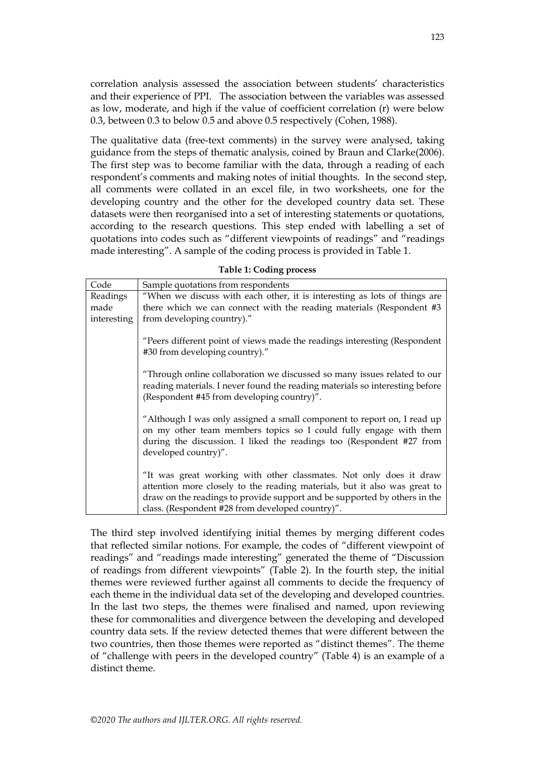correlation analysis assessed the association between students' characteristics and their experience of PPI. The association between the variables was assessed as low, moderate, and high if the value of coefficient correlation (r) were below 0.3, between 0.3 to below 0.5 and above 0.5 respectively (Cohen, 1988).

The qualitative data (free-text comments) in the survey were analysed, taking guidance from the steps of thematic analysis, coined by Braun and Clarke(2006). The first step was to become familiar with the data, through a reading of each respondent's comments and making notes of initial thoughts. In the second step, all comments were collated in an excel file, in two worksheets, one for the developing country and the other for the developed country data set. These datasets were then reorganised into a set of interesting statements or quotations, according to the research questions. This step ended with labelling a set of quotations into codes such as "different viewpoints of readings" and "readings made interesting". A sample of the coding process is provided in Table 1.

**Table 1: Coding process**

| Code | Sample quotations from respondents |
|---|---|
| Readings made interesting | "When we discuss with each other, it is interesting as lots of things are there which we can connect with the reading materials (Respondent #3 from developing country)."<br><br>"Peers different point of views made the readings interesting (Respondent #30 from developing country)."<br><br>"Through online collaboration we discussed so many issues related to our reading materials. I never found the reading materials so interesting before (Respondent #45 from developing country)".<br><br>"Although I was only assigned a small component to report on, I read up on my other team members topics so I could fully engage with them during the discussion. I liked the readings too (Respondent #27 from developed country)".<br><br>"It was great working with other classmates. Not only does it draw attention more closely to the reading materials, but it also was great to draw on the readings to provide support and be supported by others in the class. (Respondent #28 from developed country)". |

The third step involved identifying initial themes by merging different codes that reflected similar notions. For example, the codes of "different viewpoint of readings" and "readings made interesting" generated the theme of "Discussion of readings from different viewpoints" (Table 2). In the fourth step, the initial themes were reviewed further against all comments to decide the frequency of each theme in the individual data set of the developing and developed countries. In the last two steps, the themes were finalised and named, upon reviewing these for commonalities and divergence between the developing and developed country data sets. If the review detected themes that were different between the two countries, then those themes were reported as "distinct themes". The theme of "challenge with peers in the developed country" (Table 4) is an example of a distinct theme.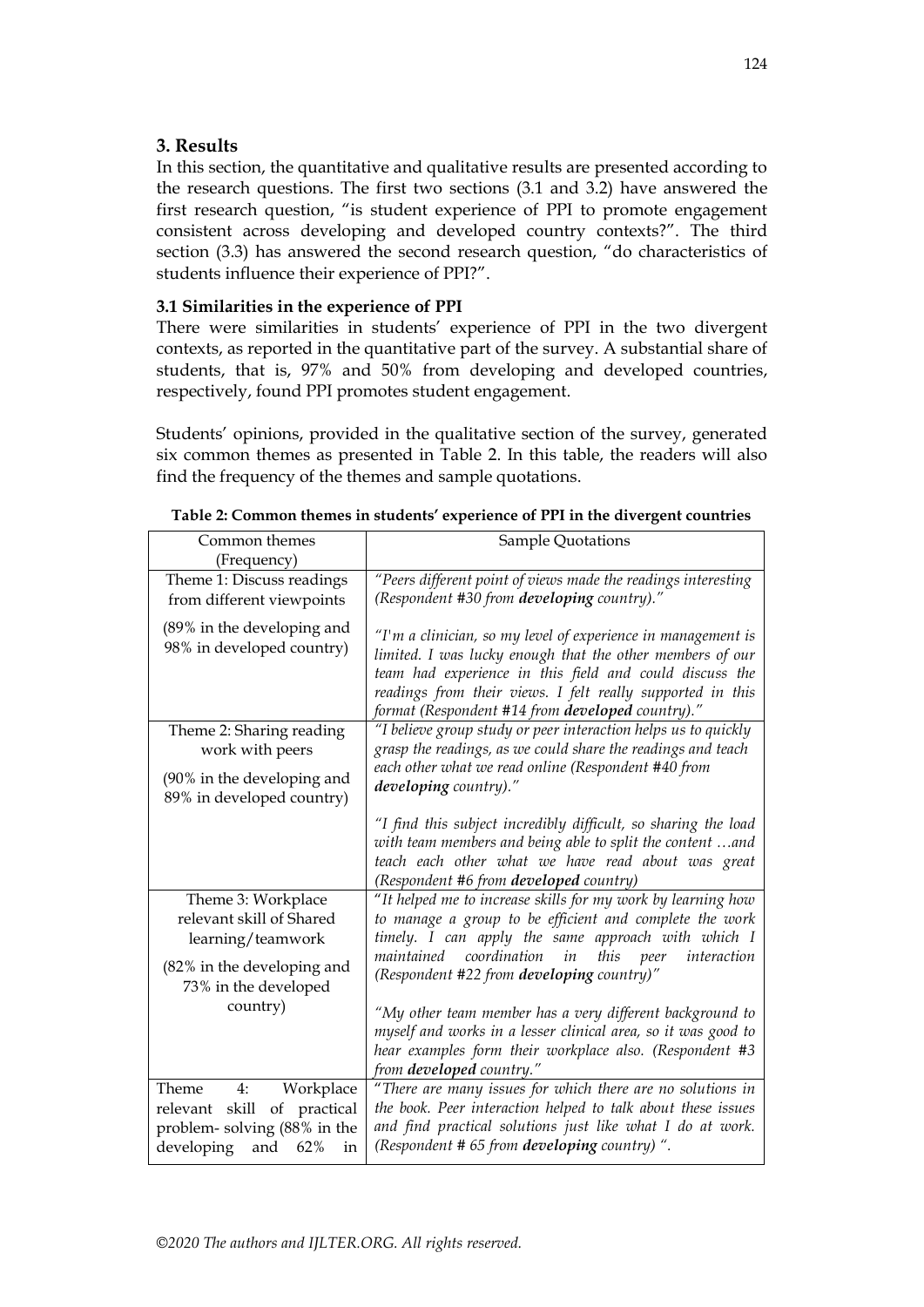## 3. Results

In this section, the quantitative and qualitative results are presented according to the research questions. The first two sections (3.1 and 3.2) have answered the first research question, "is student experience of PPI to promote engagement consistent across developing and developed country contexts?". The third section (3.3) has answered the second research question, "do characteristics of students influence their experience of PPI?".

### 3.1 Similarities in the experience of PPI

There were similarities in students' experience of PPI in the two divergent contexts, as reported in the quantitative part of the survey. A substantial share of students, that is, 97% and 50% from developing and developed countries, respectively, found PPI promotes student engagement.

Students' opinions, provided in the qualitative section of the survey, generated six common themes as presented in Table 2. In this table, the readers will also find the frequency of the themes and sample quotations.

**Table 2: Common themes in students' experience of PPI in the divergent countries**

| Common themes (Frequency) | Sample Quotations |
|---|---|
| Theme 1: Discuss readings from different viewpoints<br><br>(89% in the developing and 98% in developed country) | *"Peers different point of views made the readings interesting (Respondent #30 from* ***developing*** *country)."*<br><br>*"I'm a clinician, so my level of experience in management is limited. I was lucky enough that the other members of our team had experience in this field and could discuss the readings from their views. I felt really supported in this format (Respondent #14 from* ***developed*** *country)."* |
| Theme 2: Sharing reading work with peers<br><br>(90% in the developing and 89% in developed country) | *"I believe group study or peer interaction helps us to quickly grasp the readings, as we could share the readings and teach each other what we read online (Respondent #40 from* ***developing*** *country)."*<br><br>*"I find this subject incredibly difficult, so sharing the load with team members and being able to split the content …and teach each other what we have read about was great (Respondent #6 from* ***developed*** *country)* |
| Theme 3: Workplace relevant skill of Shared learning/teamwork<br><br>(82% in the developing and 73% in the developed country) | *"It helped me to increase skills for my work by learning how to manage a group to be efficient and complete the work timely. I can apply the same approach with which I maintained coordination in this peer interaction (Respondent #22 from* ***developing*** *country)"*<br><br>*"My other team member has a very different background to myself and works in a lesser clinical area, so it was good to hear examples form their workplace also. (Respondent #3 from* ***developed*** *country."* |
| Theme 4: Workplace relevant skill of practical problem- solving (88% in the developing and 62% in | *"There are many issues for which there are no solutions in the book. Peer interaction helped to talk about these issues and find practical solutions just like what I do at work. (Respondent # 65 from* ***developing*** *country) ".* |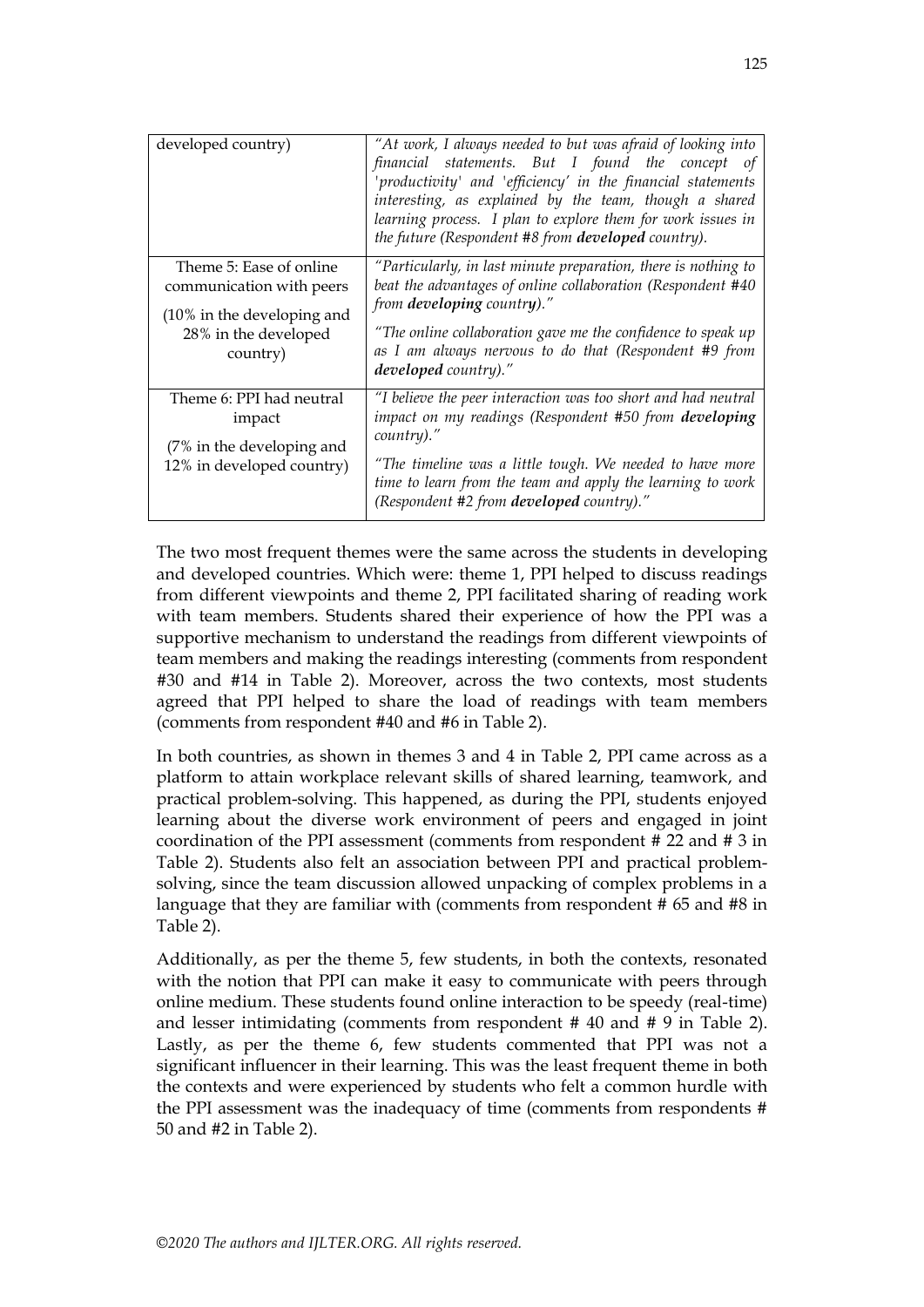| | |
|---|---|
| developed country) | *"At work, I always needed to but was afraid of looking into financial statements. But I found the concept of 'productivity' and 'efficiency' in the financial statements interesting, as explained by the team, though a shared learning process. I plan to explore them for work issues in the future (Respondent #8 from **developed** country).* |
| Theme 5: Ease of online communication with peers (10% in the developing and 28% in the developed country) | *"Particularly, in last minute preparation, there is nothing to beat the advantages of online collaboration (Respondent #40 from **developing** country)."* *"The online collaboration gave me the confidence to speak up as I am always nervous to do that (Respondent #9 from **developed** country)."* |
| Theme 6: PPI had neutral impact (7% in the developing and 12% in developed country) | *"I believe the peer interaction was too short and had neutral impact on my readings (Respondent #50 from **developing** country)."* *"The timeline was a little tough. We needed to have more time to learn from the team and apply the learning to work (Respondent #2 from **developed** country)."* |

The two most frequent themes were the same across the students in developing and developed countries. Which were: theme 1, PPI helped to discuss readings from different viewpoints and theme 2, PPI facilitated sharing of reading work with team members. Students shared their experience of how the PPI was a supportive mechanism to understand the readings from different viewpoints of team members and making the readings interesting (comments from respondent #30 and #14 in Table 2). Moreover, across the two contexts, most students agreed that PPI helped to share the load of readings with team members (comments from respondent #40 and #6 in Table 2).

In both countries, as shown in themes 3 and 4 in Table 2, PPI came across as a platform to attain workplace relevant skills of shared learning, teamwork, and practical problem-solving. This happened, as during the PPI, students enjoyed learning about the diverse work environment of peers and engaged in joint coordination of the PPI assessment (comments from respondent # 22 and # 3 in Table 2). Students also felt an association between PPI and practical problem-solving, since the team discussion allowed unpacking of complex problems in a language that they are familiar with (comments from respondent # 65 and #8 in Table 2).

Additionally, as per the theme 5, few students, in both the contexts, resonated with the notion that PPI can make it easy to communicate with peers through online medium. These students found online interaction to be speedy (real-time) and lesser intimidating (comments from respondent # 40 and # 9 in Table 2). Lastly, as per the theme 6, few students commented that PPI was not a significant influencer in their learning. This was the least frequent theme in both the contexts and were experienced by students who felt a common hurdle with the PPI assessment was the inadequacy of time (comments from respondents # 50 and #2 in Table 2).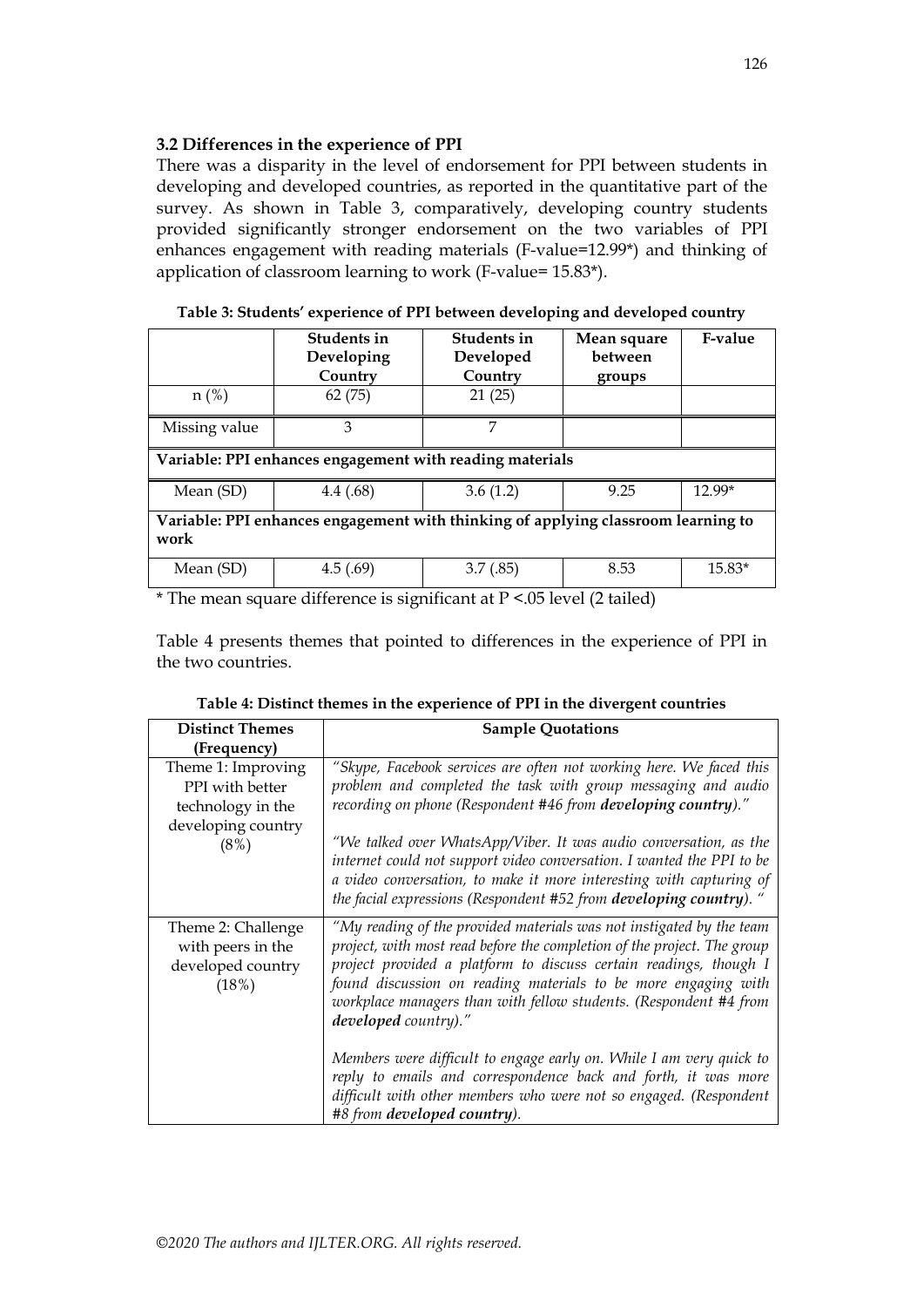### 3.2 Differences in the experience of PPI

There was a disparity in the level of endorsement for PPI between students in developing and developed countries, as reported in the quantitative part of the survey. As shown in Table 3, comparatively, developing country students provided significantly stronger endorsement on the two variables of PPI enhances engagement with reading materials (F-value=12.99*) and thinking of application of classroom learning to work (F-value= 15.83*).

**Table 3: Students' experience of PPI between developing and developed country**

| | Students in Developing Country | Students in Developed Country | Mean square between groups | F-value |
|---|---|---|---|---|
| n (%) | 62 (75) | 21 (25) | | |
| Missing value | 3 | 7 | | |
| **Variable: PPI enhances engagement with reading materials** | | | | |
| Mean (SD) | 4.4 (.68) | 3.6 (1.2) | 9.25 | 12.99* |
| **Variable: PPI enhances engagement with thinking of applying classroom learning to work** | | | | |
| Mean (SD) | 4.5 (.69) | 3.7 (.85) | 8.53 | 15.83* |

* The mean square difference is significant at $P < .05$ level (2 tailed)

Table 4 presents themes that pointed to differences in the experience of PPI in the two countries.

**Table 4: Distinct themes in the experience of PPI in the divergent countries**

| Distinct Themes (Frequency) | Sample Quotations |
|---|---|
| Theme 1: Improving PPI with better technology in the developing country (8%) | *"Skype, Facebook services are often not working here. We faced this problem and completed the task with group messaging and audio recording on phone (Respondent #46 from **developing country**)."* <br><br> *"We talked over WhatsApp/Viber. It was audio conversation, as the internet could not support video conversation. I wanted the PPI to be a video conversation, to make it more interesting with capturing of the facial expressions (Respondent #52 from **developing country**). "* |
| Theme 2: Challenge with peers in the developed country (18%) | *"My reading of the provided materials was not instigated by the team project, with most read before the completion of the project. The group project provided a platform to discuss certain readings, though I found discussion on reading materials to be more engaging with workplace managers than with fellow students. (Respondent #4 from **developed** country)."* <br><br> *Members were difficult to engage early on. While I am very quick to reply to emails and correspondence back and forth, it was more difficult with other members who were not so engaged. (Respondent #8 from **developed country**).* |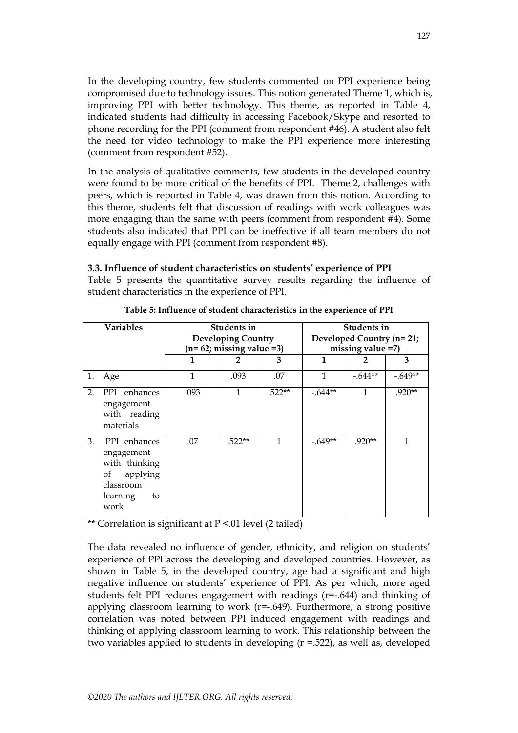In the developing country, few students commented on PPI experience being compromised due to technology issues. This notion generated Theme 1, which is, improving PPI with better technology. This theme, as reported in Table 4, indicated students had difficulty in accessing Facebook/Skype and resorted to phone recording for the PPI (comment from respondent #46). A student also felt the need for video technology to make the PPI experience more interesting (comment from respondent #52).

In the analysis of qualitative comments, few students in the developed country were found to be more critical of the benefits of PPI. Theme 2, challenges with peers, which is reported in Table 4, was drawn from this notion. According to this theme, students felt that discussion of readings with work colleagues was more engaging than the same with peers (comment from respondent #4). Some students also indicated that PPI can be ineffective if all team members do not equally engage with PPI (comment from respondent #8).

### 3.3. Influence of student characteristics on students' experience of PPI

Table 5 presents the quantitative survey results regarding the influence of student characteristics in the experience of PPI.

**Table 5: Influence of student characteristics in the experience of PPI**

| Variables | Students in Developing Country (n= 62; missing value =3) | | | Students in Developed Country (n= 21; missing value =7) | | |
|---|---|---|---|---|---|---|
| | 1 | 2 | 3 | 1 | 2 | 3 |
| 1. Age | 1 | .093 | .07 | 1 | -.644** | -.649** |
| 2. PPI enhances engagement with reading materials | .093 | 1 | .522** | -.644** | 1 | .920** |
| 3. PPI enhances engagement with thinking of applying classroom learning to work | .07 | .522** | 1 | -.649** | .920** | 1 |

** Correlation is significant at $P < .01$ level (2 tailed)

The data revealed no influence of gender, ethnicity, and religion on students' experience of PPI across the developing and developed countries. However, as shown in Table 5, in the developed country, age had a significant and high negative influence on students' experience of PPI. As per which, more aged students felt PPI reduces engagement with readings ($r=-.644$) and thinking of applying classroom learning to work ($r=-.649$). Furthermore, a strong positive correlation was noted between PPI induced engagement with readings and thinking of applying classroom learning to work. This relationship between the two variables applied to students in developing ($r = .522$), as well as, developed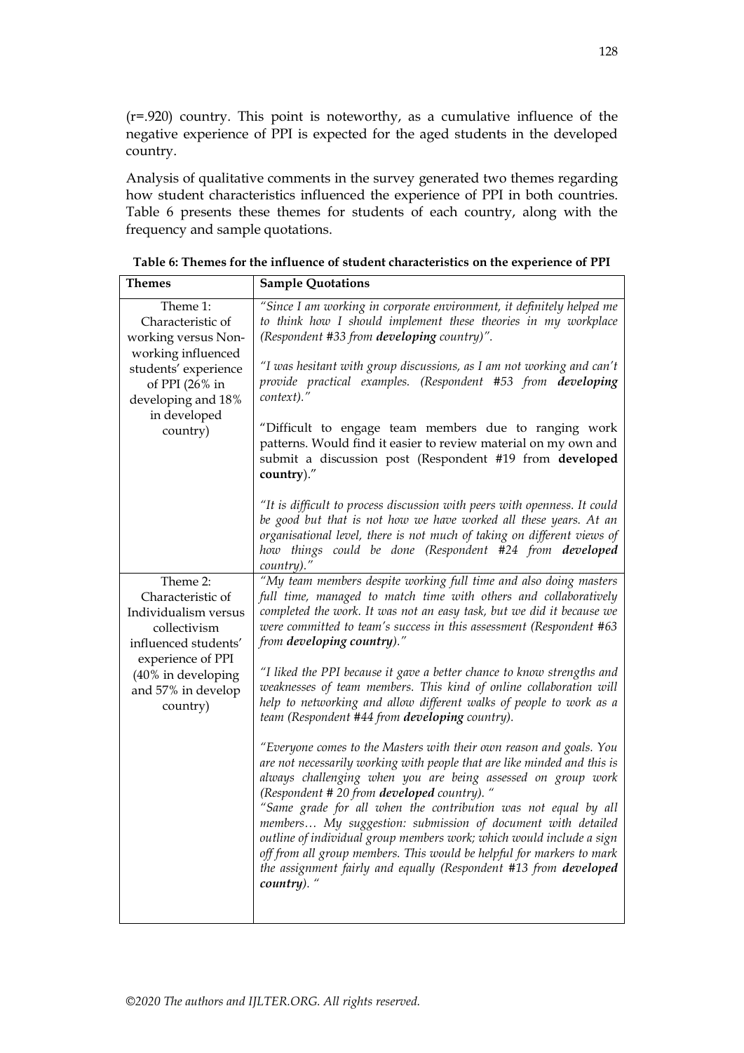(r=.920) country. This point is noteworthy, as a cumulative influence of the negative experience of PPI is expected for the aged students in the developed country.

Analysis of qualitative comments in the survey generated two themes regarding how student characteristics influenced the experience of PPI in both countries. Table 6 presents these themes for students of each country, along with the frequency and sample quotations.

**Table 6: Themes for the influence of student characteristics on the experience of PPI**

| Themes | Sample Quotations |
|---|---|
| Theme 1: Characteristic of working versus Non-working influenced students' experience of PPI (26% in developing and 18% in developed country) | *"Since I am working in corporate environment, it definitely helped me to think how I should implement these theories in my workplace (Respondent #33 from **developing** country)".*<br><br>*"I was hesitant with group discussions, as I am not working and can't provide practical examples. (Respondent #53 from **developing** context)."*<br><br>"Difficult to engage team members due to ranging work patterns. Would find it easier to review material on my own and submit a discussion post (Respondent #19 from **developed country**)."<br><br>*"It is difficult to process discussion with peers with openness. It could be good but that is not how we have worked all these years. At an organisational level, there is not much of taking on different views of how things could be done (Respondent #24 from **developed** country)."* |
| Theme 2: Characteristic of Individualism versus collectivism influenced students' experience of PPI (40% in developing and 57% in develop country) | *"My team members despite working full time and also doing masters full time, managed to match time with others and collaboratively completed the work. It was not an easy task, but we did it because we were committed to team's success in this assessment (Respondent #63 from **developing country**)."*<br><br>*"I liked the PPI because it gave a better chance to know strengths and weaknesses of team members. This kind of online collaboration will help to networking and allow different walks of people to work as a team (Respondent #44 from **developing** country).*<br><br>*"Everyone comes to the Masters with their own reason and goals. You are not necessarily working with people that are like minded and this is always challenging when you are being assessed on group work (Respondent # 20 from **developed** country). "*<br>*"Same grade for all when the contribution was not equal by all members… My suggestion: submission of document with detailed outline of individual group members work; which would include a sign off from all group members. This would be helpful for markers to mark the assignment fairly and equally (Respondent #13 from **developed country**). "* |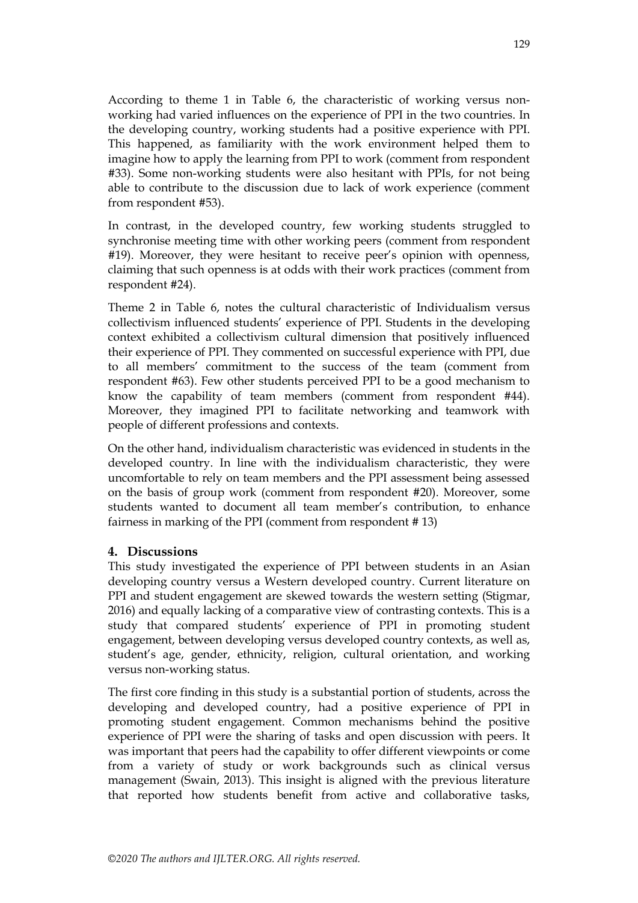According to theme 1 in Table 6, the characteristic of working versus non-working had varied influences on the experience of PPI in the two countries. In the developing country, working students had a positive experience with PPI. This happened, as familiarity with the work environment helped them to imagine how to apply the learning from PPI to work (comment from respondent #33). Some non-working students were also hesitant with PPIs, for not being able to contribute to the discussion due to lack of work experience (comment from respondent #53).

In contrast, in the developed country, few working students struggled to synchronise meeting time with other working peers (comment from respondent #19). Moreover, they were hesitant to receive peer's opinion with openness, claiming that such openness is at odds with their work practices (comment from respondent #24).

Theme 2 in Table 6, notes the cultural characteristic of Individualism versus collectivism influenced students' experience of PPI. Students in the developing context exhibited a collectivism cultural dimension that positively influenced their experience of PPI. They commented on successful experience with PPI, due to all members' commitment to the success of the team (comment from respondent #63). Few other students perceived PPI to be a good mechanism to know the capability of team members (comment from respondent #44). Moreover, they imagined PPI to facilitate networking and teamwork with people of different professions and contexts.

On the other hand, individualism characteristic was evidenced in students in the developed country. In line with the individualism characteristic, they were uncomfortable to rely on team members and the PPI assessment being assessed on the basis of group work (comment from respondent #20). Moreover, some students wanted to document all team member's contribution, to enhance fairness in marking of the PPI (comment from respondent # 13)

## 4. Discussions

This study investigated the experience of PPI between students in an Asian developing country versus a Western developed country. Current literature on PPI and student engagement are skewed towards the western setting (Stigmar, 2016) and equally lacking of a comparative view of contrasting contexts. This is a study that compared students' experience of PPI in promoting student engagement, between developing versus developed country contexts, as well as, student's age, gender, ethnicity, religion, cultural orientation, and working versus non-working status.

The first core finding in this study is a substantial portion of students, across the developing and developed country, had a positive experience of PPI in promoting student engagement. Common mechanisms behind the positive experience of PPI were the sharing of tasks and open discussion with peers. It was important that peers had the capability to offer different viewpoints or come from a variety of study or work backgrounds such as clinical versus management (Swain, 2013). This insight is aligned with the previous literature that reported how students benefit from active and collaborative tasks,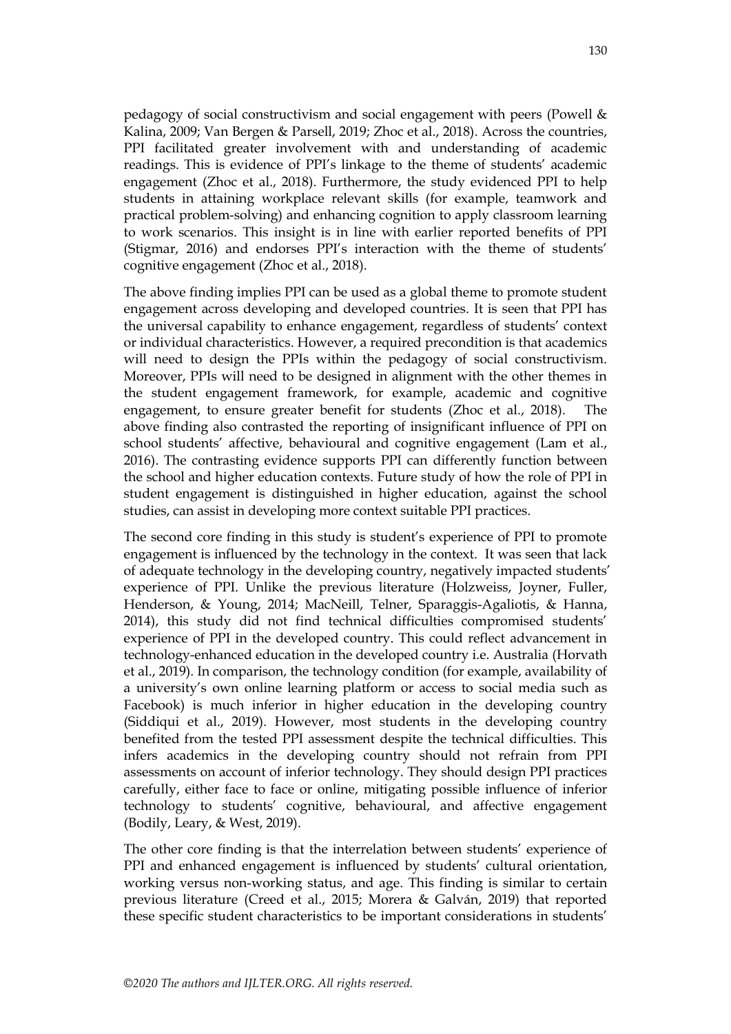pedagogy of social constructivism and social engagement with peers (Powell & Kalina, 2009; Van Bergen & Parsell, 2019; Zhoc et al., 2018). Across the countries, PPI facilitated greater involvement with and understanding of academic readings. This is evidence of PPI's linkage to the theme of students' academic engagement (Zhoc et al., 2018). Furthermore, the study evidenced PPI to help students in attaining workplace relevant skills (for example, teamwork and practical problem-solving) and enhancing cognition to apply classroom learning to work scenarios. This insight is in line with earlier reported benefits of PPI (Stigmar, 2016) and endorses PPI's interaction with the theme of students' cognitive engagement (Zhoc et al., 2018).

The above finding implies PPI can be used as a global theme to promote student engagement across developing and developed countries. It is seen that PPI has the universal capability to enhance engagement, regardless of students' context or individual characteristics. However, a required precondition is that academics will need to design the PPIs within the pedagogy of social constructivism. Moreover, PPIs will need to be designed in alignment with the other themes in the student engagement framework, for example, academic and cognitive engagement, to ensure greater benefit for students (Zhoc et al., 2018). The above finding also contrasted the reporting of insignificant influence of PPI on school students' affective, behavioural and cognitive engagement (Lam et al., 2016). The contrasting evidence supports PPI can differently function between the school and higher education contexts. Future study of how the role of PPI in student engagement is distinguished in higher education, against the school studies, can assist in developing more context suitable PPI practices.

The second core finding in this study is student's experience of PPI to promote engagement is influenced by the technology in the context. It was seen that lack of adequate technology in the developing country, negatively impacted students' experience of PPI. Unlike the previous literature (Holzweiss, Joyner, Fuller, Henderson, & Young, 2014; MacNeill, Telner, Sparaggis-Agaliotis, & Hanna, 2014), this study did not find technical difficulties compromised students' experience of PPI in the developed country. This could reflect advancement in technology-enhanced education in the developed country i.e. Australia (Horvath et al., 2019). In comparison, the technology condition (for example, availability of a university's own online learning platform or access to social media such as Facebook) is much inferior in higher education in the developing country (Siddiqui et al., 2019). However, most students in the developing country benefited from the tested PPI assessment despite the technical difficulties. This infers academics in the developing country should not refrain from PPI assessments on account of inferior technology. They should design PPI practices carefully, either face to face or online, mitigating possible influence of inferior technology to students' cognitive, behavioural, and affective engagement (Bodily, Leary, & West, 2019).

The other core finding is that the interrelation between students' experience of PPI and enhanced engagement is influenced by students' cultural orientation, working versus non-working status, and age. This finding is similar to certain previous literature (Creed et al., 2015; Morera & Galván, 2019) that reported these specific student characteristics to be important considerations in students'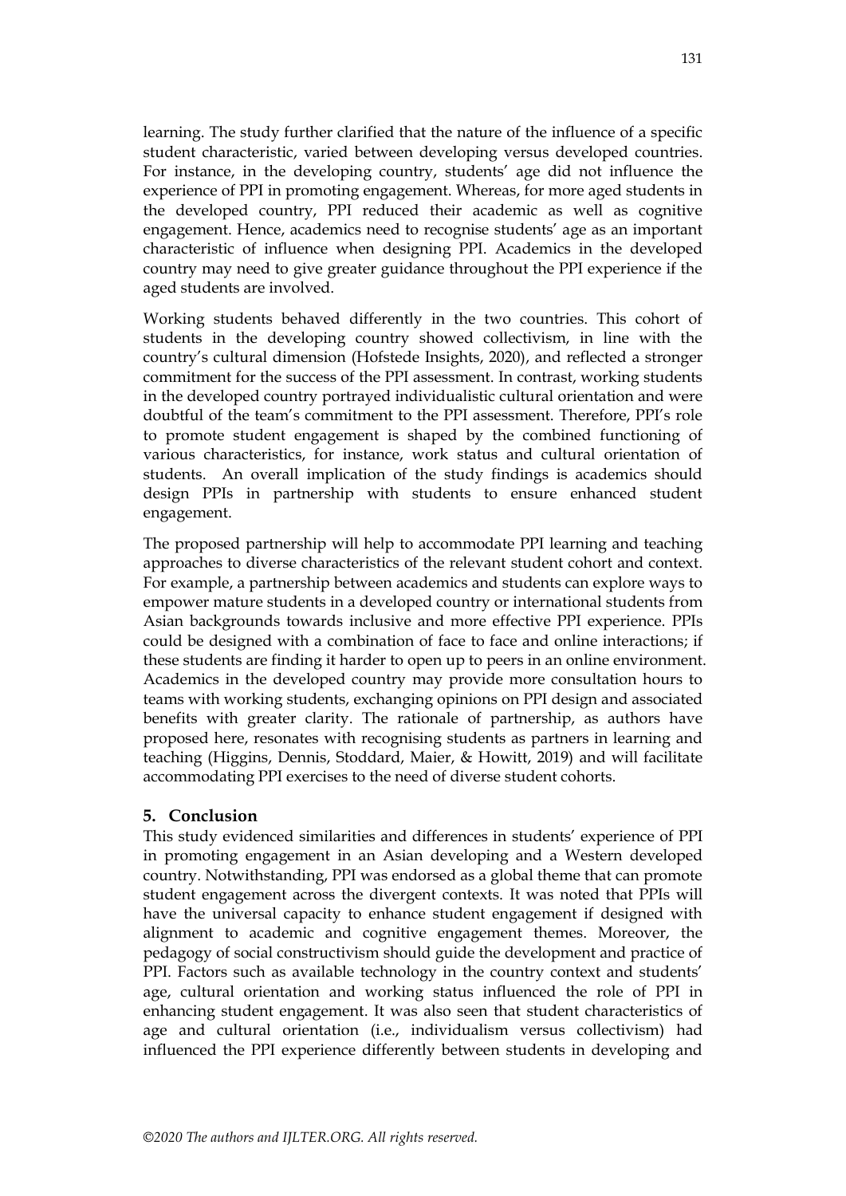learning. The study further clarified that the nature of the influence of a specific student characteristic, varied between developing versus developed countries. For instance, in the developing country, students' age did not influence the experience of PPI in promoting engagement. Whereas, for more aged students in the developed country, PPI reduced their academic as well as cognitive engagement. Hence, academics need to recognise students' age as an important characteristic of influence when designing PPI. Academics in the developed country may need to give greater guidance throughout the PPI experience if the aged students are involved.

Working students behaved differently in the two countries. This cohort of students in the developing country showed collectivism, in line with the country's cultural dimension (Hofstede Insights, 2020), and reflected a stronger commitment for the success of the PPI assessment. In contrast, working students in the developed country portrayed individualistic cultural orientation and were doubtful of the team's commitment to the PPI assessment. Therefore, PPI's role to promote student engagement is shaped by the combined functioning of various characteristics, for instance, work status and cultural orientation of students. An overall implication of the study findings is academics should design PPIs in partnership with students to ensure enhanced student engagement.

The proposed partnership will help to accommodate PPI learning and teaching approaches to diverse characteristics of the relevant student cohort and context. For example, a partnership between academics and students can explore ways to empower mature students in a developed country or international students from Asian backgrounds towards inclusive and more effective PPI experience. PPIs could be designed with a combination of face to face and online interactions; if these students are finding it harder to open up to peers in an online environment. Academics in the developed country may provide more consultation hours to teams with working students, exchanging opinions on PPI design and associated benefits with greater clarity. The rationale of partnership, as authors have proposed here, resonates with recognising students as partners in learning and teaching (Higgins, Dennis, Stoddard, Maier, & Howitt, 2019) and will facilitate accommodating PPI exercises to the need of diverse student cohorts.

## 5. Conclusion

This study evidenced similarities and differences in students' experience of PPI in promoting engagement in an Asian developing and a Western developed country. Notwithstanding, PPI was endorsed as a global theme that can promote student engagement across the divergent contexts. It was noted that PPIs will have the universal capacity to enhance student engagement if designed with alignment to academic and cognitive engagement themes. Moreover, the pedagogy of social constructivism should guide the development and practice of PPI. Factors such as available technology in the country context and students' age, cultural orientation and working status influenced the role of PPI in enhancing student engagement. It was also seen that student characteristics of age and cultural orientation (i.e., individualism versus collectivism) had influenced the PPI experience differently between students in developing and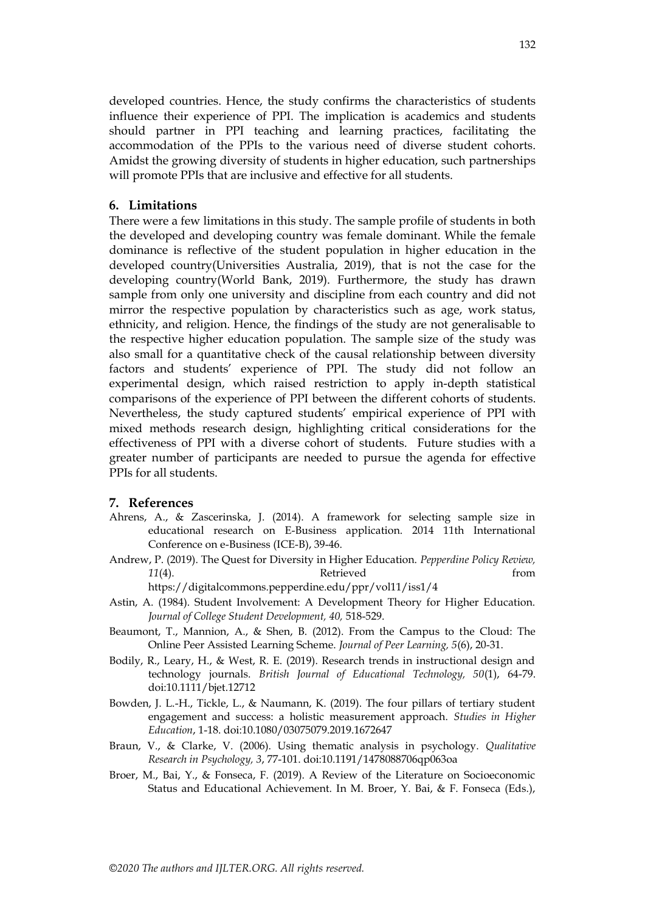developed countries. Hence, the study confirms the characteristics of students influence their experience of PPI. The implication is academics and students should partner in PPI teaching and learning practices, facilitating the accommodation of the PPIs to the various need of diverse student cohorts. Amidst the growing diversity of students in higher education, such partnerships will promote PPIs that are inclusive and effective for all students.

## 6. Limitations

There were a few limitations in this study. The sample profile of students in both the developed and developing country was female dominant. While the female dominance is reflective of the student population in higher education in the developed country(Universities Australia, 2019), that is not the case for the developing country(World Bank, 2019). Furthermore, the study has drawn sample from only one university and discipline from each country and did not mirror the respective population by characteristics such as age, work status, ethnicity, and religion. Hence, the findings of the study are not generalisable to the respective higher education population. The sample size of the study was also small for a quantitative check of the causal relationship between diversity factors and students' experience of PPI. The study did not follow an experimental design, which raised restriction to apply in-depth statistical comparisons of the experience of PPI between the different cohorts of students. Nevertheless, the study captured students' empirical experience of PPI with mixed methods research design, highlighting critical considerations for the effectiveness of PPI with a diverse cohort of students. Future studies with a greater number of participants are needed to pursue the agenda for effective PPIs for all students.

## 7. References

Ahrens, A., & Zascerinska, J. (2014). A framework for selecting sample size in educational research on E-Business application. 2014 11th International Conference on e-Business (ICE-B), 39-46.

Andrew, P. (2019). The Quest for Diversity in Higher Education. *Pepperdine Policy Review, 11*(4). Retrieved from https://digitalcommons.pepperdine.edu/ppr/vol11/iss1/4

Astin, A. (1984). Student Involvement: A Development Theory for Higher Education. *Journal of College Student Development, 40,* 518-529.

Beaumont, T., Mannion, A., & Shen, B. (2012). From the Campus to the Cloud: The Online Peer Assisted Learning Scheme. *Journal of Peer Learning, 5*(6), 20-31.

Bodily, R., Leary, H., & West, R. E. (2019). Research trends in instructional design and technology journals. *British Journal of Educational Technology, 50*(1), 64-79. doi:10.1111/bjet.12712

Bowden, J. L.-H., Tickle, L., & Naumann, K. (2019). The four pillars of tertiary student engagement and success: a holistic measurement approach. *Studies in Higher Education*, 1-18. doi:10.1080/03075079.2019.1672647

Braun, V., & Clarke, V. (2006). Using thematic analysis in psychology. *Qualitative Research in Psychology, 3*, 77-101. doi:10.1191/1478088706qp063oa

Broer, M., Bai, Y., & Fonseca, F. (2019). A Review of the Literature on Socioeconomic Status and Educational Achievement. In M. Broer, Y. Bai, & F. Fonseca (Eds.),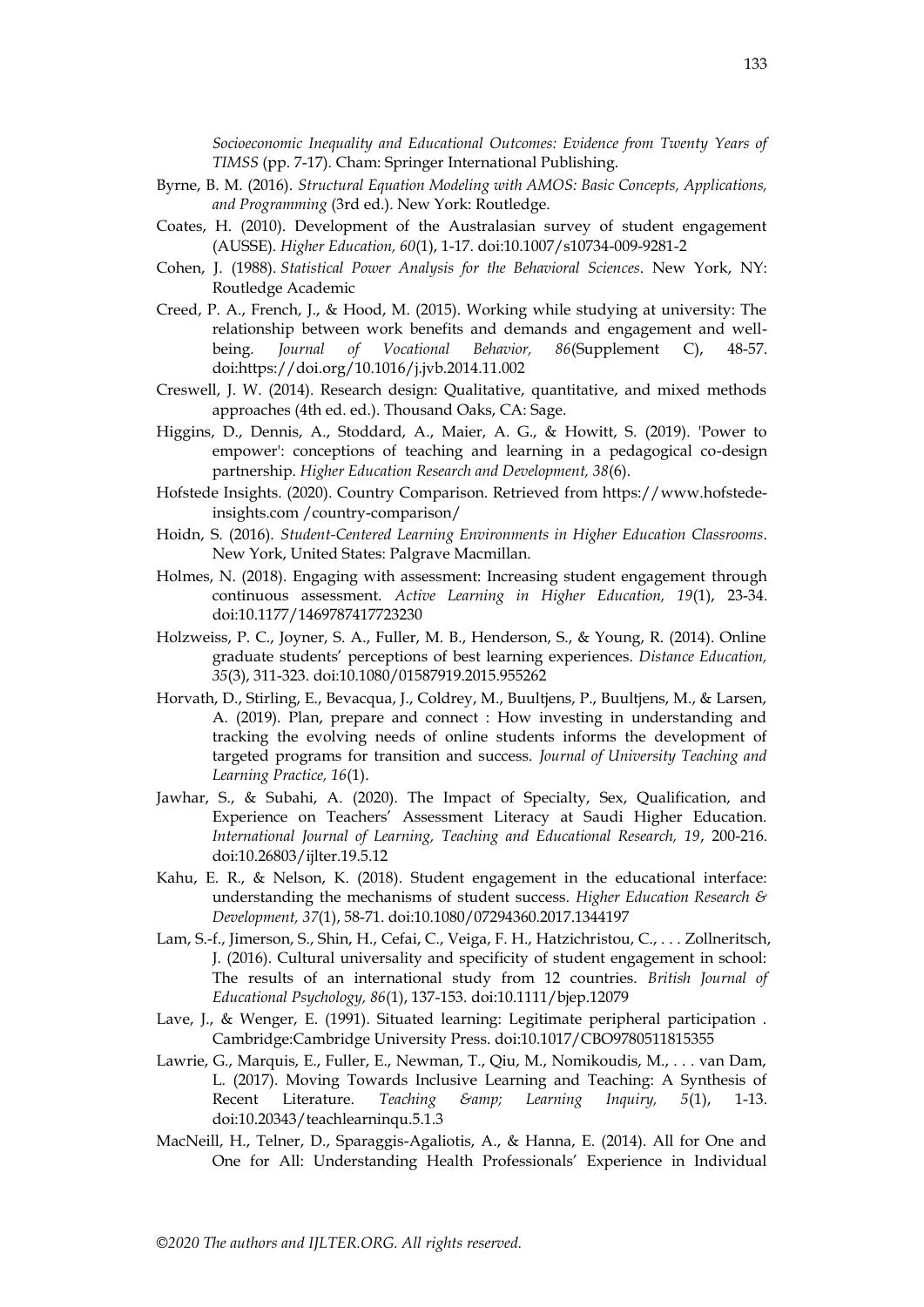*Socioeconomic Inequality and Educational Outcomes: Evidence from Twenty Years of TIMSS* (pp. 7-17). Cham: Springer International Publishing.

Byrne, B. M. (2016). *Structural Equation Modeling with AMOS: Basic Concepts, Applications, and Programming* (3rd ed.). New York: Routledge.

Coates, H. (2010). Development of the Australasian survey of student engagement (AUSSE). *Higher Education, 60*(1), 1-17. doi:10.1007/s10734-009-9281-2

Cohen, J. (1988). *Statistical Power Analysis for the Behavioral Sciences*. New York, NY: Routledge Academic

Creed, P. A., French, J., & Hood, M. (2015). Working while studying at university: The relationship between work benefits and demands and engagement and well-being. *Journal of Vocational Behavior, 86*(Supplement C), 48-57. doi:https://doi.org/10.1016/j.jvb.2014.11.002

Creswell, J. W. (2014). Research design: Qualitative, quantitative, and mixed methods approaches (4th ed. ed.). Thousand Oaks, CA: Sage.

Higgins, D., Dennis, A., Stoddard, A., Maier, A. G., & Howitt, S. (2019). 'Power to empower': conceptions of teaching and learning in a pedagogical co-design partnership. *Higher Education Research and Development, 38*(6).

Hofstede Insights. (2020). Country Comparison. Retrieved from https://www.hofstede-insights.com /country-comparison/

Hoidn, S. (2016). *Student-Centered Learning Environments in Higher Education Classrooms*. New York, United States: Palgrave Macmillan.

Holmes, N. (2018). Engaging with assessment: Increasing student engagement through continuous assessment. *Active Learning in Higher Education, 19*(1), 23-34. doi:10.1177/1469787417723230

Holzweiss, P. C., Joyner, S. A., Fuller, M. B., Henderson, S., & Young, R. (2014). Online graduate students' perceptions of best learning experiences. *Distance Education, 35*(3), 311-323. doi:10.1080/01587919.2015.955262

Horvath, D., Stirling, E., Bevacqua, J., Coldrey, M., Buultjens, P., Buultjens, M., & Larsen, A. (2019). Plan, prepare and connect : How investing in understanding and tracking the evolving needs of online students informs the development of targeted programs for transition and success. *Journal of University Teaching and Learning Practice, 16*(1).

Jawhar, S., & Subahi, A. (2020). The Impact of Specialty, Sex, Qualification, and Experience on Teachers' Assessment Literacy at Saudi Higher Education. *International Journal of Learning, Teaching and Educational Research, 19*, 200-216. doi:10.26803/ijlter.19.5.12

Kahu, E. R., & Nelson, K. (2018). Student engagement in the educational interface: understanding the mechanisms of student success. *Higher Education Research & Development, 37*(1), 58-71. doi:10.1080/07294360.2017.1344197

Lam, S.-f., Jimerson, S., Shin, H., Cefai, C., Veiga, F. H., Hatzichristou, C., . . . Zollneritsch, J. (2016). Cultural universality and specificity of student engagement in school: The results of an international study from 12 countries. *British Journal of Educational Psychology, 86*(1), 137-153. doi:10.1111/bjep.12079

Lave, J., & Wenger, E. (1991). Situated learning: Legitimate peripheral participation . Cambridge:Cambridge University Press. doi:10.1017/CBO9780511815355

Lawrie, G., Marquis, E., Fuller, E., Newman, T., Qiu, M., Nomikoudis, M., . . . van Dam, L. (2017). Moving Towards Inclusive Learning and Teaching: A Synthesis of Recent Literature. *Teaching &amp; Learning Inquiry, 5*(1), 1-13. doi:10.20343/teachlearninqu.5.1.3

MacNeill, H., Telner, D., Sparaggis-Agaliotis, A., & Hanna, E. (2014). All for One and One for All: Understanding Health Professionals' Experience in Individual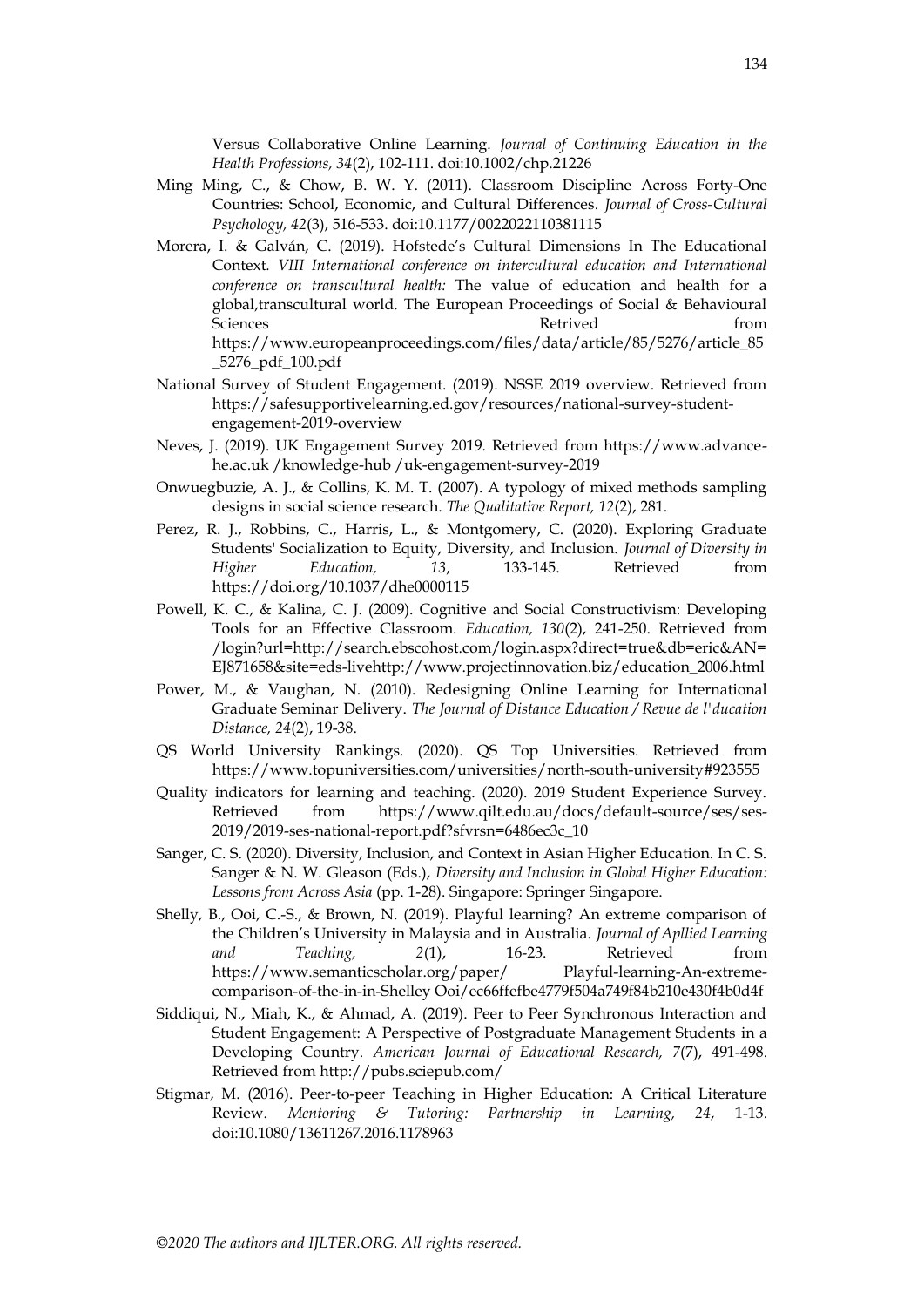Versus Collaborative Online Learning. *Journal of Continuing Education in the Health Professions, 34*(2), 102-111. doi:10.1002/chp.21226

Ming Ming, C., & Chow, B. W. Y. (2011). Classroom Discipline Across Forty-One Countries: School, Economic, and Cultural Differences. *Journal of Cross-Cultural Psychology, 42*(3), 516-533. doi:10.1177/0022022110381115

Morera, I. & Galván, C. (2019). Hofstede's Cultural Dimensions In The Educational Context. *VIII International conference on intercultural education and International conference on transcultural health:* The value of education and health for a global,transcultural world. The European Proceedings of Social & Behavioural Sciences Retrived from https://www.europeanproceedings.com/files/data/article/85/5276/article_85_5276_pdf_100.pdf

National Survey of Student Engagement. (2019). NSSE 2019 overview. Retrieved from https://safesupportivelearning.ed.gov/resources/national-survey-student-engagement-2019-overview

Neves, J. (2019). UK Engagement Survey 2019. Retrieved from https://www.advance-he.ac.uk /knowledge-hub /uk-engagement-survey-2019

Onwuegbuzie, A. J., & Collins, K. M. T. (2007). A typology of mixed methods sampling designs in social science research. *The Qualitative Report, 12*(2), 281.

Perez, R. J., Robbins, C., Harris, L., & Montgomery, C. (2020). Exploring Graduate Students' Socialization to Equity, Diversity, and Inclusion. *Journal of Diversity in Higher Education, 13*, 133-145. Retrieved from https://doi.org/10.1037/dhe0000115

Powell, K. C., & Kalina, C. J. (2009). Cognitive and Social Constructivism: Developing Tools for an Effective Classroom. *Education, 130*(2), 241-250. Retrieved from /login?url=http://search.ebscohost.com/login.aspx?direct=true&db=eric&AN=EJ871658&site=eds-livehttp://www.projectinnovation.biz/education_2006.html

Power, M., & Vaughan, N. (2010). Redesigning Online Learning for International Graduate Seminar Delivery. *The Journal of Distance Education / Revue de l'ducation Distance, 24*(2), 19-38.

QS World University Rankings. (2020). QS Top Universities. Retrieved from https://www.topuniversities.com/universities/north-south-university#923555

Quality indicators for learning and teaching. (2020). 2019 Student Experience Survey. Retrieved from https://www.qilt.edu.au/docs/default-source/ses/ses-2019/2019-ses-national-report.pdf?sfvrsn=6486ec3c_10

Sanger, C. S. (2020). Diversity, Inclusion, and Context in Asian Higher Education. In C. S. Sanger & N. W. Gleason (Eds.), *Diversity and Inclusion in Global Higher Education: Lessons from Across Asia* (pp. 1-28). Singapore: Springer Singapore.

Shelly, B., Ooi, C.-S., & Brown, N. (2019). Playful learning? An extreme comparison of the Children's University in Malaysia and in Australia. *Journal of Apllied Learning and Teaching, 2*(1), 16-23. Retrieved from https://www.semanticscholar.org/paper/ Playful-learning-An-extreme-comparison-of-the-in-in-Shelley Ooi/ec66ffefbe4779f504a749f84b210e430f4b0d4f

Siddiqui, N., Miah, K., & Ahmad, A. (2019). Peer to Peer Synchronous Interaction and Student Engagement: A Perspective of Postgraduate Management Students in a Developing Country. *American Journal of Educational Research, 7*(7), 491-498. Retrieved from http://pubs.sciepub.com/

Stigmar, M. (2016). Peer-to-peer Teaching in Higher Education: A Critical Literature Review. *Mentoring & Tutoring: Partnership in Learning, 24*, 1-13. doi:10.1080/13611267.2016.1178963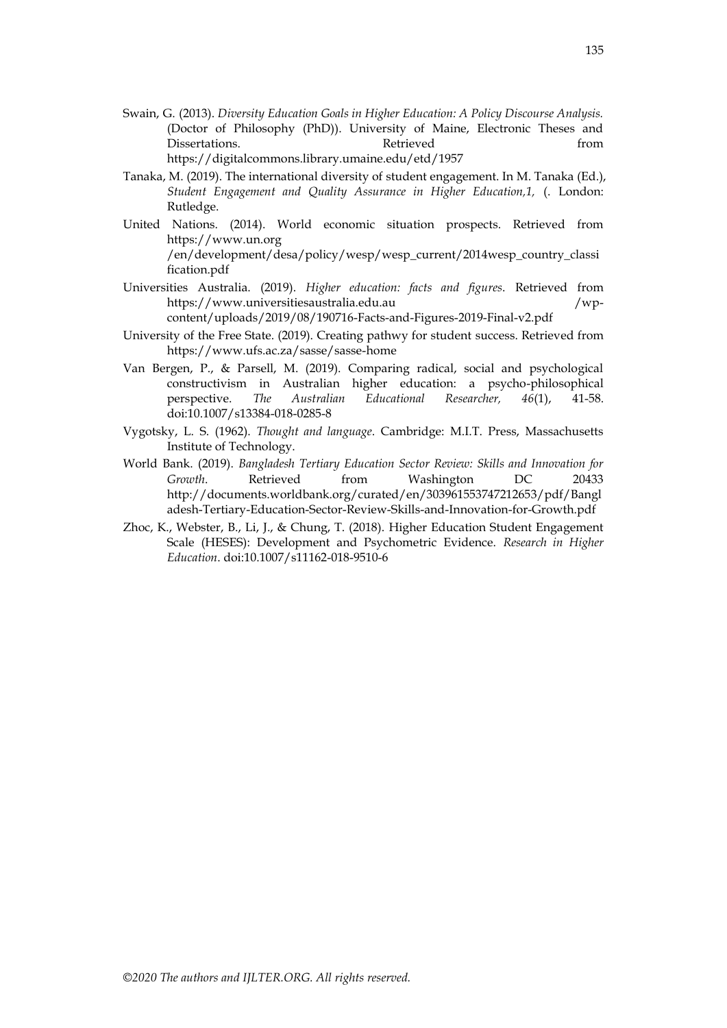Swain, G. (2013). *Diversity Education Goals in Higher Education: A Policy Discourse Analysis.* (Doctor of Philosophy (PhD)). University of Maine, Electronic Theses and Dissertations. Retrieved from https://digitalcommons.library.umaine.edu/etd/1957

Tanaka, M. (2019). The international diversity of student engagement. In M. Tanaka (Ed.), *Student Engagement and Quality Assurance in Higher Education,1,* (. London: Rutledge.

United Nations. (2014). World economic situation prospects. Retrieved from https://www.un.org /en/development/desa/policy/wesp/wesp_current/2014wesp_country_classification.pdf

Universities Australia. (2019). *Higher education: facts and figures*. Retrieved from https://www.universitiesaustralia.edu.au /wp-content/uploads/2019/08/190716-Facts-and-Figures-2019-Final-v2.pdf

University of the Free State. (2019). Creating pathwy for student success. Retrieved from https://www.ufs.ac.za/sasse/sasse-home

Van Bergen, P., & Parsell, M. (2019). Comparing radical, social and psychological constructivism in Australian higher education: a psycho-philosophical perspective. *The Australian Educational Researcher, 46*(1), 41-58. doi:10.1007/s13384-018-0285-8

Vygotsky, L. S. (1962). *Thought and language*. Cambridge: M.I.T. Press, Massachusetts Institute of Technology.

World Bank. (2019). *Bangladesh Tertiary Education Sector Review: Skills and Innovation for Growth*. Retrieved from Washington DC 20433 http://documents.worldbank.org/curated/en/303961553747212653/pdf/Bangladesh-Tertiary-Education-Sector-Review-Skills-and-Innovation-for-Growth.pdf

Zhoc, K., Webster, B., Li, J., & Chung, T. (2018). Higher Education Student Engagement Scale (HESES): Development and Psychometric Evidence. *Research in Higher Education*. doi:10.1007/s11162-018-9510-6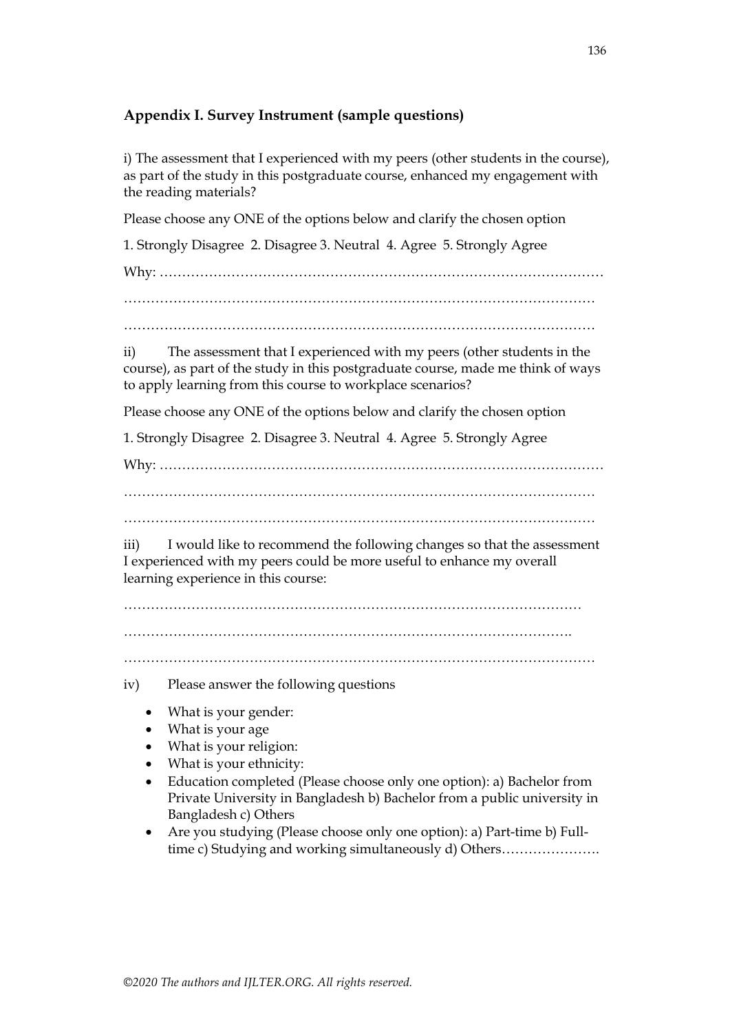## Appendix I. Survey Instrument (sample questions)

i) The assessment that I experienced with my peers (other students in the course), as part of the study in this postgraduate course, enhanced my engagement with the reading materials?

Please choose any ONE of the options below and clarify the chosen option

1. Strongly Disagree 2. Disagree 3. Neutral 4. Agree 5. Strongly Agree

Why: ………………………………………………………………………………………

…………………………………………………………………………………………

…………………………………………………………………………………………

ii) The assessment that I experienced with my peers (other students in the course), as part of the study in this postgraduate course, made me think of ways to apply learning from this course to workplace scenarios?

Please choose any ONE of the options below and clarify the chosen option

1. Strongly Disagree 2. Disagree 3. Neutral 4. Agree 5. Strongly Agree

Why: ………………………………………………………………………………………

…………………………………………………………………………………………

…………………………………………………………………………………………

iii) I would like to recommend the following changes so that the assessment I experienced with my peers could be more useful to enhance my overall learning experience in this course:

…………………………………………………………………………………………

………………………………………………………………………………………….

…………………………………………………………………………………………

iv) Please answer the following questions

- What is your gender:
- What is your age
- What is your religion:
- What is your ethnicity:
- Education completed (Please choose only one option): a) Bachelor from Private University in Bangladesh b) Bachelor from a public university in Bangladesh c) Others
- Are you studying (Please choose only one option): a) Part-time b) Full-time c) Studying and working simultaneously d) Others………………….